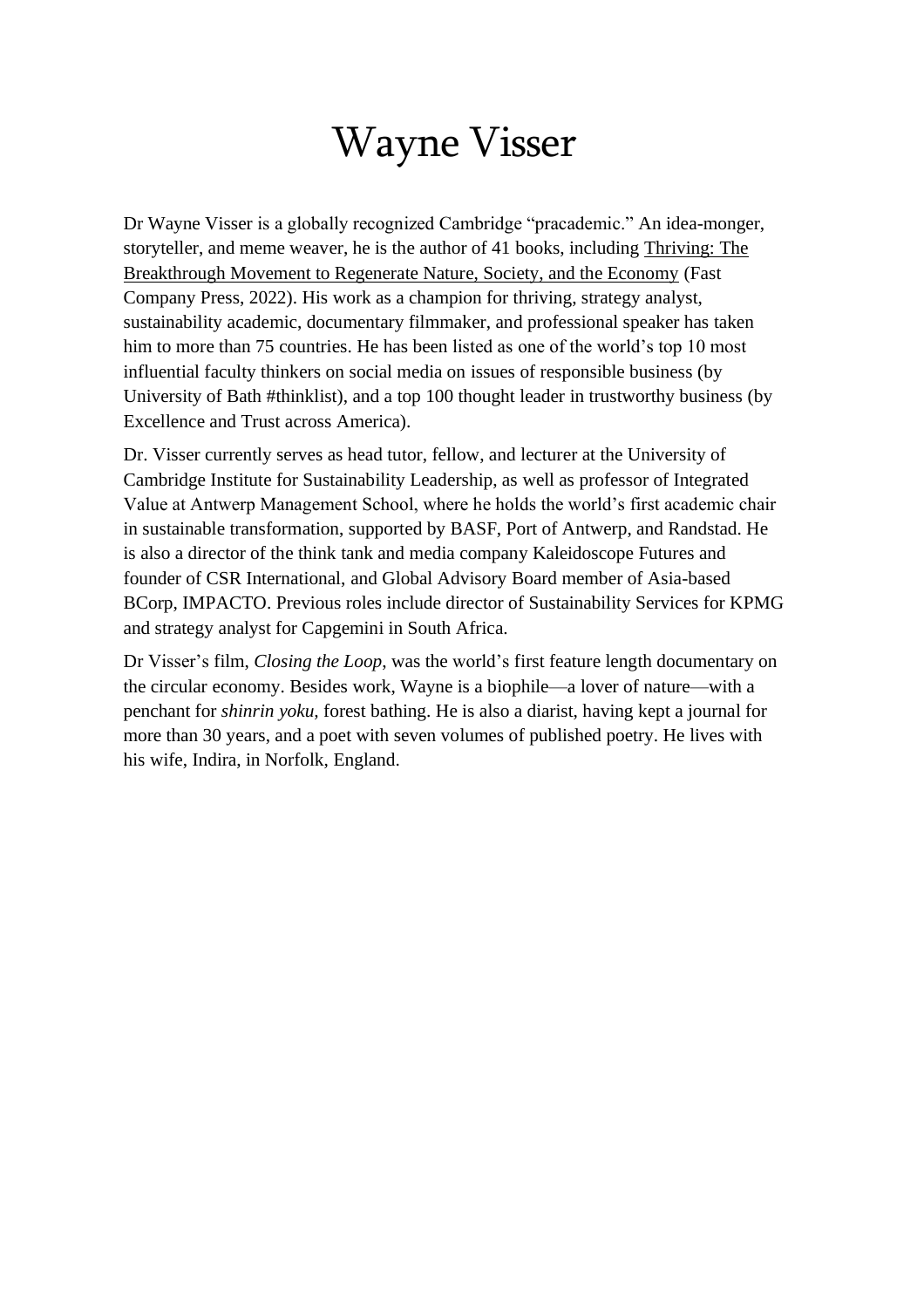# Wayne Visser

Dr Wayne Visser is a globally recognized Cambridge "pracademic." An idea-monger, storyteller, and meme weaver, he is the author of 41 books, including Thriving: The Breakthrough Movement to Regenerate Nature, Society, and the Economy (Fast Company Press, 2022). His work as a champion for thriving, strategy analyst, sustainability academic, documentary filmmaker, and professional speaker has taken him to more than 75 countries. He has been listed as one of the world's top 10 most influential faculty thinkers on social media on issues of responsible business (by University of Bath #thinklist), and a top 100 thought leader in trustworthy business (by Excellence and Trust across America).

Dr. Visser currently serves as head tutor, fellow, and lecturer at the University of Cambridge Institute for Sustainability Leadership, as well as professor of Integrated Value at Antwerp Management School, where he holds the world's first academic chair in sustainable transformation, supported by BASF, Port of Antwerp, and Randstad. He is also a director of the think tank and media company Kaleidoscope Futures and founder of CSR International, and Global Advisory Board member of Asia-based BCorp, IMPACTO. Previous roles include director of Sustainability Services for KPMG and strategy analyst for Capgemini in South Africa.

Dr Visser's film, *Closing the Loop*, was the world's first feature length documentary on the circular economy. Besides work, Wayne is a biophile—a lover of nature—with a penchant for *shinrin yoku*, forest bathing. He is also a diarist, having kept a journal for more than 30 years, and a poet with seven volumes of published poetry. He lives with his wife, Indira, in Norfolk, England.